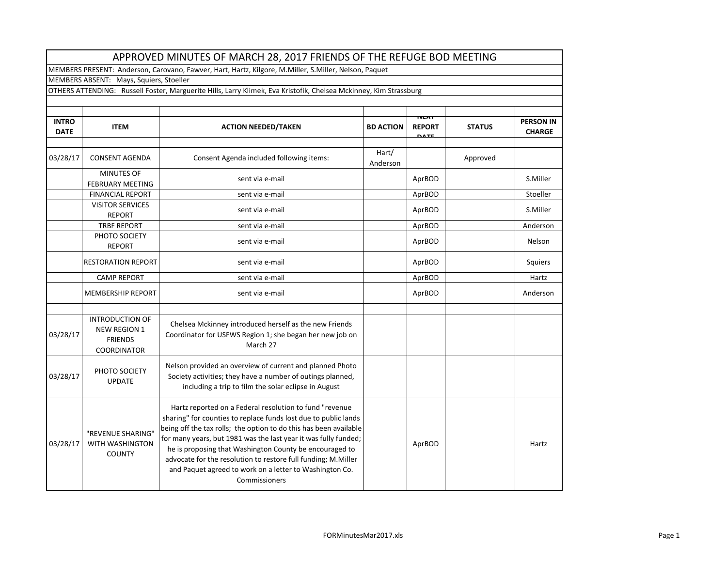# APPROVED MINUTES OF MARCH 28, 2017 FRIENDS OF THE REFUGE BOD MEETING

MEMBERS PRESENT: Anderson, Carovano, Fawver, Hart, Hartz, Kilgore, M.Miller, S.Miller, Nelson, Paquet

MEMBERS ABSENT: Mays, Squiers, Stoeller

OTHERS ATTENDING: Russell Foster, Marguerite Hills, Larry Klimek, Eva Kristofik, Chelsea Mckinney, Kim Strassburg

| INTRO DATE | ITEM | ACTION NEEDED/TAKEN | BD ACTION | NEXT REPORT DATE | STATUS | PERSON IN CHARGE |
|---|---|---|---|---|---|---|
| 03/28/17 | CONSENT AGENDA | Consent Agenda included following items: | Hart/ Anderson | | Approved | |
| | MINUTES OF FEBRUARY MEETING | sent via e-mail | | AprBOD | | S.Miller |
| | FINANCIAL REPORT | sent via e-mail | | AprBOD | | Stoeller |
| | VISITOR SERVICES REPORT | sent via e-mail | | AprBOD | | S.Miller |
| | TRBF REPORT | sent via e-mail | | AprBOD | | Anderson |
| | PHOTO SOCIETY REPORT | sent via e-mail | | AprBOD | | Nelson |
| | RESTORATION REPORT | sent via e-mail | | AprBOD | | Squiers |
| | CAMP REPORT | sent via e-mail | | AprBOD | | Hartz |
| | MEMBERSHIP REPORT | sent via e-mail | | AprBOD | | Anderson |
| | | | | | | |
| 03/28/17 | INTRODUCTION OF NEW REGION 1 FRIENDS COORDINATOR | Chelsea Mckinney introduced herself as the new Friends Coordinator for USFWS Region 1; she began her new job on March 27 | | | | |
| 03/28/17 | PHOTO SOCIETY UPDATE | Nelson provided an overview of current and planned Photo Society activities; they have a number of outings planned, including a trip to film the solar eclipse in August | | | | |
| 03/28/17 | "REVENUE SHARING" WITH WASHINGTON COUNTY | Hartz reported on a Federal resolution to fund "revenue sharing" for counties to replace funds lost due to public lands being off the tax rolls; the option to do this has been available for many years, but 1981 was the last year it was fully funded; he is proposing that Washington County be encouraged to advocate for the resolution to restore full funding; M.Miller and Paquet agreed to work on a letter to Washington Co. Commissioners | | AprBOD | | Hartz |

FORMinutesMar2017.xls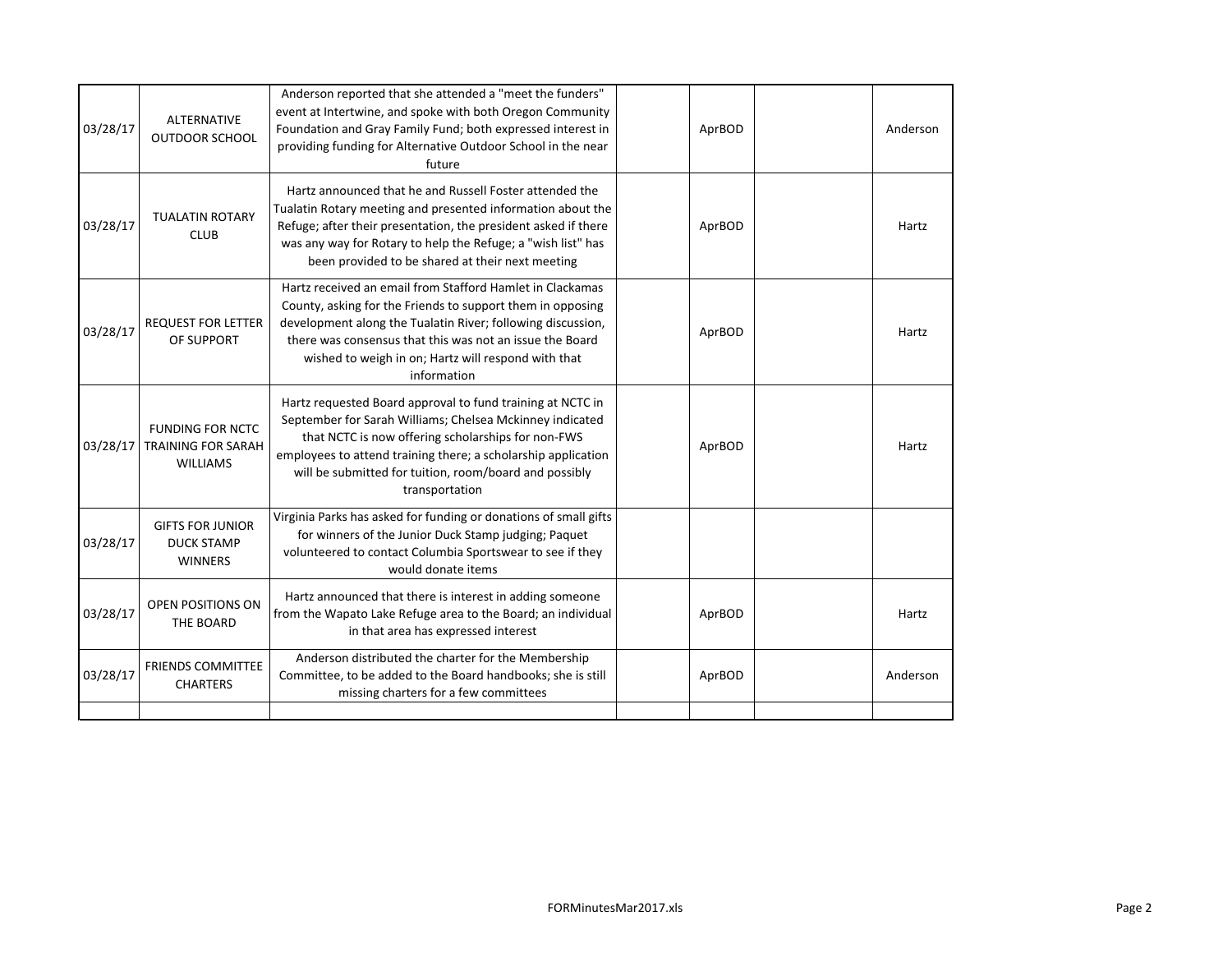| | | | | | | |
|---|---|---|---|---|---|---|
| 03/28/17 | ALTERNATIVE OUTDOOR SCHOOL | Anderson reported that she attended a "meet the funders" event at Intertwine, and spoke with both Oregon Community Foundation and Gray Family Fund; both expressed interest in providing funding for Alternative Outdoor School in the near future | | AprBOD | | Anderson |
| 03/28/17 | TUALATIN ROTARY CLUB | Hartz announced that he and Russell Foster attended the Tualatin Rotary meeting and presented information about the Refuge; after their presentation, the president asked if there was any way for Rotary to help the Refuge; a "wish list" has been provided to be shared at their next meeting | | AprBOD | | Hartz |
| 03/28/17 | REQUEST FOR LETTER OF SUPPORT | Hartz received an email from Stafford Hamlet in Clackamas County, asking for the Friends to support them in opposing development along the Tualatin River; following discussion, there was consensus that this was not an issue the Board wished to weigh in on; Hartz will respond with that information | | AprBOD | | Hartz |
| 03/28/17 | FUNDING FOR NCTC TRAINING FOR SARAH WILLIAMS | Hartz requested Board approval to fund training at NCTC in September for Sarah Williams; Chelsea Mckinney indicated that NCTC is now offering scholarships for non-FWS employees to attend training there; a scholarship application will be submitted for tuition, room/board and possibly transportation | | AprBOD | | Hartz |
| 03/28/17 | GIFTS FOR JUNIOR DUCK STAMP WINNERS | Virginia Parks has asked for funding or donations of small gifts for winners of the Junior Duck Stamp judging; Paquet volunteered to contact Columbia Sportswear to see if they would donate items | | | | |
| 03/28/17 | OPEN POSITIONS ON THE BOARD | Hartz announced that there is interest in adding someone from the Wapato Lake Refuge area to the Board; an individual in that area has expressed interest | | AprBOD | | Hartz |
| 03/28/17 | FRIENDS COMMITTEE CHARTERS | Anderson distributed the charter for the Membership Committee, to be added to the Board handbooks; she is still missing charters for a few committees | | AprBOD | | Anderson |
| | | | | | | |

FORMinutesMar2017.xls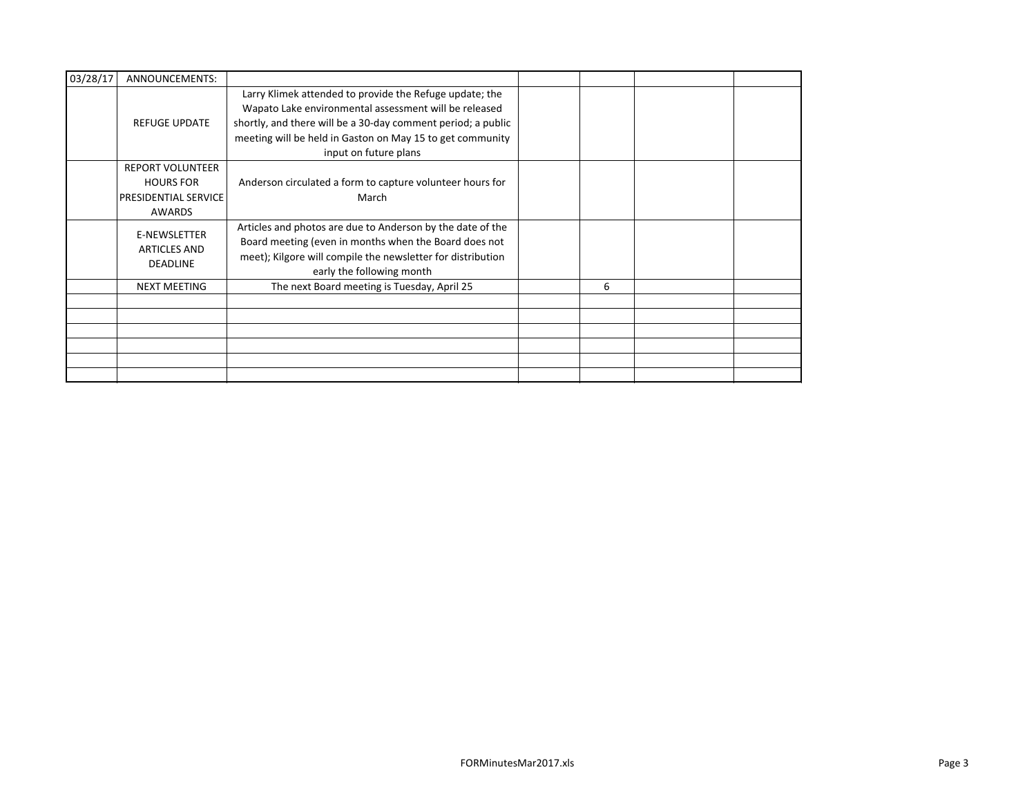| | | | | | | |
|---|---|---|---|---|---|---|
| 03/28/17 | ANNOUNCEMENTS: | | | | | |
| | REFUGE UPDATE | Larry Klimek attended to provide the Refuge update; the Wapato Lake environmental assessment will be released shortly, and there will be a 30-day comment period; a public meeting will be held in Gaston on May 15 to get community input on future plans | | | | |
| | REPORT VOLUNTEER HOURS FOR PRESIDENTIAL SERVICE AWARDS | Anderson circulated a form to capture volunteer hours for March | | | | |
| | E-NEWSLETTER ARTICLES AND DEADLINE | Articles and photos are due to Anderson by the date of the Board meeting (even in months when the Board does not meet); Kilgore will compile the newsletter for distribution early the following month | | | | |
| | NEXT MEETING | The next Board meeting is Tuesday, April 25 | | 6 | | |
| | | | | | | |
| | | | | | | |
| | | | | | | |
| | | | | | | |
| | | | | | | |
| | | | | | | |